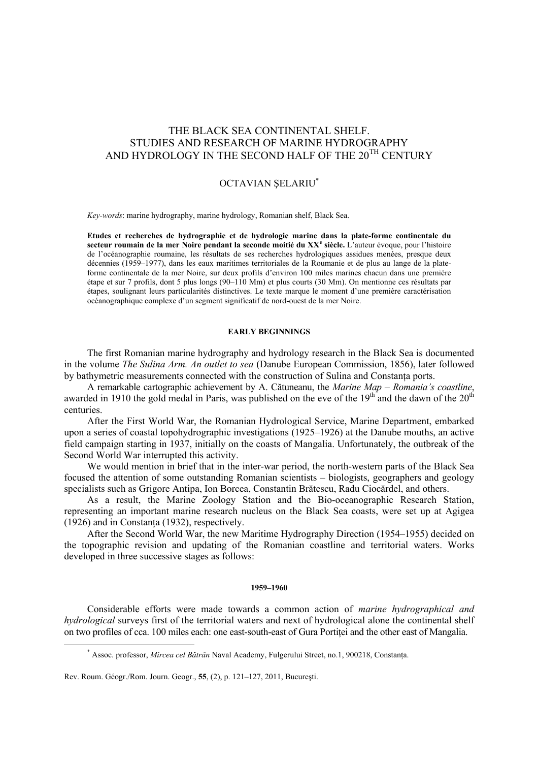# THE BLACK SEA CONTINENTAL SHELF. STUDIES AND RESEARCH OF MARINE HYDROGRAPHY AND HYDROLOGY IN THE SECOND HALF OF THE 20TH CENTURY

OCTAVIAN ŞELARIU*

*Key-words*: marine hydrography, marine hydrology, Romanian shelf, Black Sea.

**Etudes et recherches de hydrographie et de hydrologie marine dans la plate-forme continentale du secteur roumain de la mer Noire pendant la seconde moitié du XXe siècle.** L'auteur évoque, pour l'histoire de l'océanographie roumaine, les résultats de ses recherches hydrologiques assidues menées, presque deux décennies (1959–1977), dans les eaux maritimes territoriales de la Roumanie et de plus au lange de la plate-forme continentale de la mer Noire, sur deux profils d'environ 100 miles marines chacun dans une première étape et sur 7 profils, dont 5 plus longs (90–110 Mm) et plus courts (30 Mm). On mentionne ces résultats par étapes, soulignant leurs particularités distinctives. Le texte marque le moment d'une première caractérisation océanographique complexe d'un segment significatif de nord-ouest de la mer Noire.

## EARLY BEGINNINGS

The first Romanian marine hydrography and hydrology research in the Black Sea is documented in the volume *The Sulina Arm. An outlet to sea* (Danube European Commission, 1856), later followed by bathymetric measurements connected with the construction of Sulina and Constanţa ports.

A remarkable cartographic achievement by A. Cătuneanu, the *Marine Map – Romania's coastline*, awarded in 1910 the gold medal in Paris, was published on the eve of the 19th and the dawn of the 20th centuries.

After the First World War, the Romanian Hydrological Service, Marine Department, embarked upon a series of coastal topohydrographic investigations (1925–1926) at the Danube mouths, an active field campaign starting in 1937, initially on the coasts of Mangalia. Unfortunately, the outbreak of the Second World War interrupted this activity.

We would mention in brief that in the inter-war period, the north-western parts of the Black Sea focused the attention of some outstanding Romanian scientists – biologists, geographers and geology specialists such as Grigore Antipa, Ion Borcea, Constantin Brătescu, Radu Ciocărdel, and others.

As a result, the Marine Zoology Station and the Bio-oceanographic Research Station, representing an important marine research nucleus on the Black Sea coasts, were set up at Agigea (1926) and in Constanţa (1932), respectively.

After the Second World War, the new Maritime Hydrography Direction (1954–1955) decided on the topographic revision and updating of the Romanian coastline and territorial waters. Works developed in three successive stages as follows:

## 1959–1960

Considerable efforts were made towards a common action of *marine hydrographical and hydrological* surveys first of the territorial waters and next of hydrological alone the continental shelf on two profiles of cca. 100 miles each: one east-south-east of Gura Portiţei and the other east of Mangalia.

---

* Assoc. professor, *Mircea cel Bătrân* Naval Academy, Fulgerului Street, no.1, 900218, Constanţa.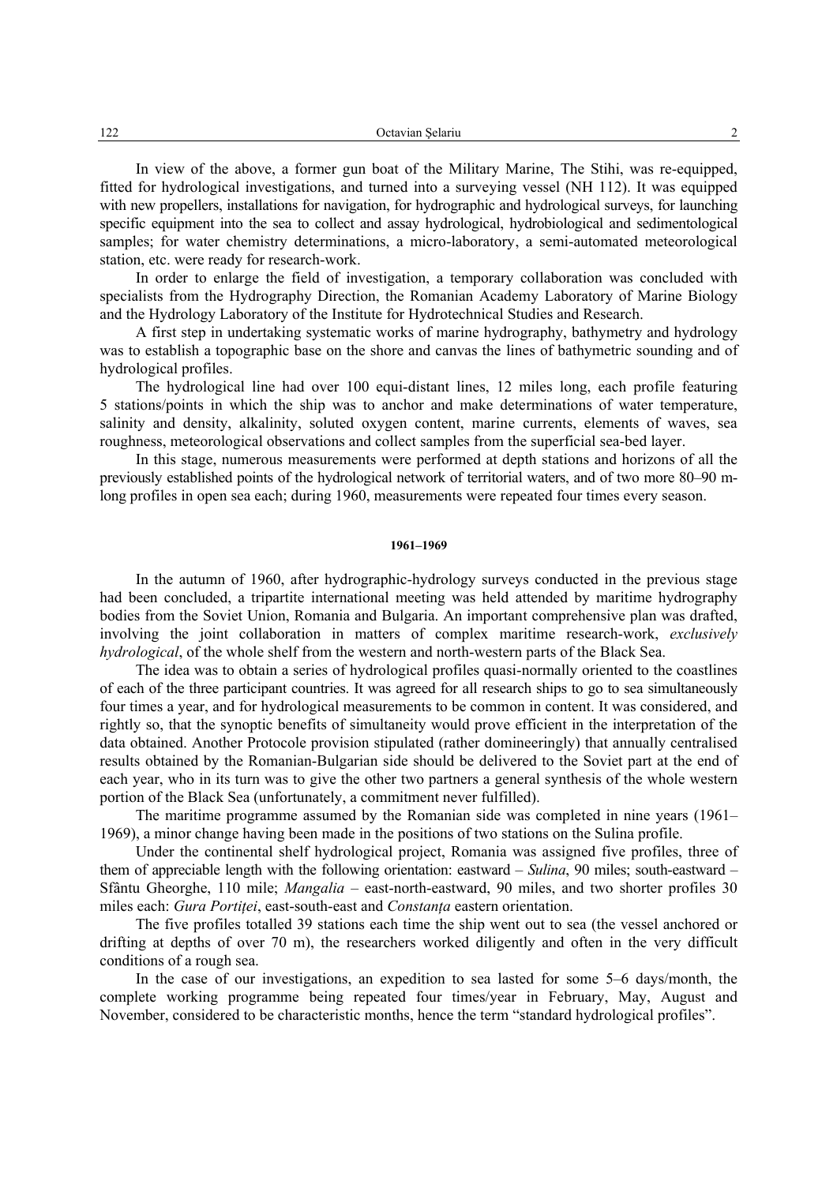In view of the above, a former gun boat of the Military Marine, The Stihi, was re-equipped, fitted for hydrological investigations, and turned into a surveying vessel (NH 112). It was equipped with new propellers, installations for navigation, for hydrographic and hydrological surveys, for launching specific equipment into the sea to collect and assay hydrological, hydrobiological and sedimentological samples; for water chemistry determinations, a micro-laboratory, a semi-automated meteorological station, etc. were ready for research-work.

In order to enlarge the field of investigation, a temporary collaboration was concluded with specialists from the Hydrography Direction, the Romanian Academy Laboratory of Marine Biology and the Hydrology Laboratory of the Institute for Hydrotechnical Studies and Research.

A first step in undertaking systematic works of marine hydrography, bathymetry and hydrology was to establish a topographic base on the shore and canvas the lines of bathymetric sounding and of hydrological profiles.

The hydrological line had over 100 equi-distant lines, 12 miles long, each profile featuring 5 stations/points in which the ship was to anchor and make determinations of water temperature, salinity and density, alkalinity, soluted oxygen content, marine currents, elements of waves, sea roughness, meteorological observations and collect samples from the superficial sea-bed layer.

In this stage, numerous measurements were performed at depth stations and horizons of all the previously established points of the hydrological network of territorial waters, and of two more 80–90 m-long profiles in open sea each; during 1960, measurements were repeated four times every season.

#### 1961–1969

In the autumn of 1960, after hydrographic-hydrology surveys conducted in the previous stage had been concluded, a tripartite international meeting was held attended by maritime hydrography bodies from the Soviet Union, Romania and Bulgaria. An important comprehensive plan was drafted, involving the joint collaboration in matters of complex maritime research-work, *exclusively hydrological*, of the whole shelf from the western and north-western parts of the Black Sea.

The idea was to obtain a series of hydrological profiles quasi-normally oriented to the coastlines of each of the three participant countries. It was agreed for all research ships to go to sea simultaneously four times a year, and for hydrological measurements to be common in content. It was considered, and rightly so, that the synoptic benefits of simultaneity would prove efficient in the interpretation of the data obtained. Another Protocole provision stipulated (rather domineeringly) that annually centralised results obtained by the Romanian-Bulgarian side should be delivered to the Soviet part at the end of each year, who in its turn was to give the other two partners a general synthesis of the whole western portion of the Black Sea (unfortunately, a commitment never fulfilled).

The maritime programme assumed by the Romanian side was completed in nine years (1961–1969), a minor change having been made in the positions of two stations on the Sulina profile.

Under the continental shelf hydrological project, Romania was assigned five profiles, three of them of appreciable length with the following orientation: eastward – *Sulina*, 90 miles; south-eastward – Sfântu Gheorghe, 110 mile; *Mangalia* – east-north-eastward, 90 miles, and two shorter profiles 30 miles each: *Gura Portiței*, east-south-east and *Constanța* eastern orientation.

The five profiles totalled 39 stations each time the ship went out to sea (the vessel anchored or drifting at depths of over 70 m), the researchers worked diligently and often in the very difficult conditions of a rough sea.

In the case of our investigations, an expedition to sea lasted for some 5–6 days/month, the complete working programme being repeated four times/year in February, May, August and November, considered to be characteristic months, hence the term "standard hydrological profiles".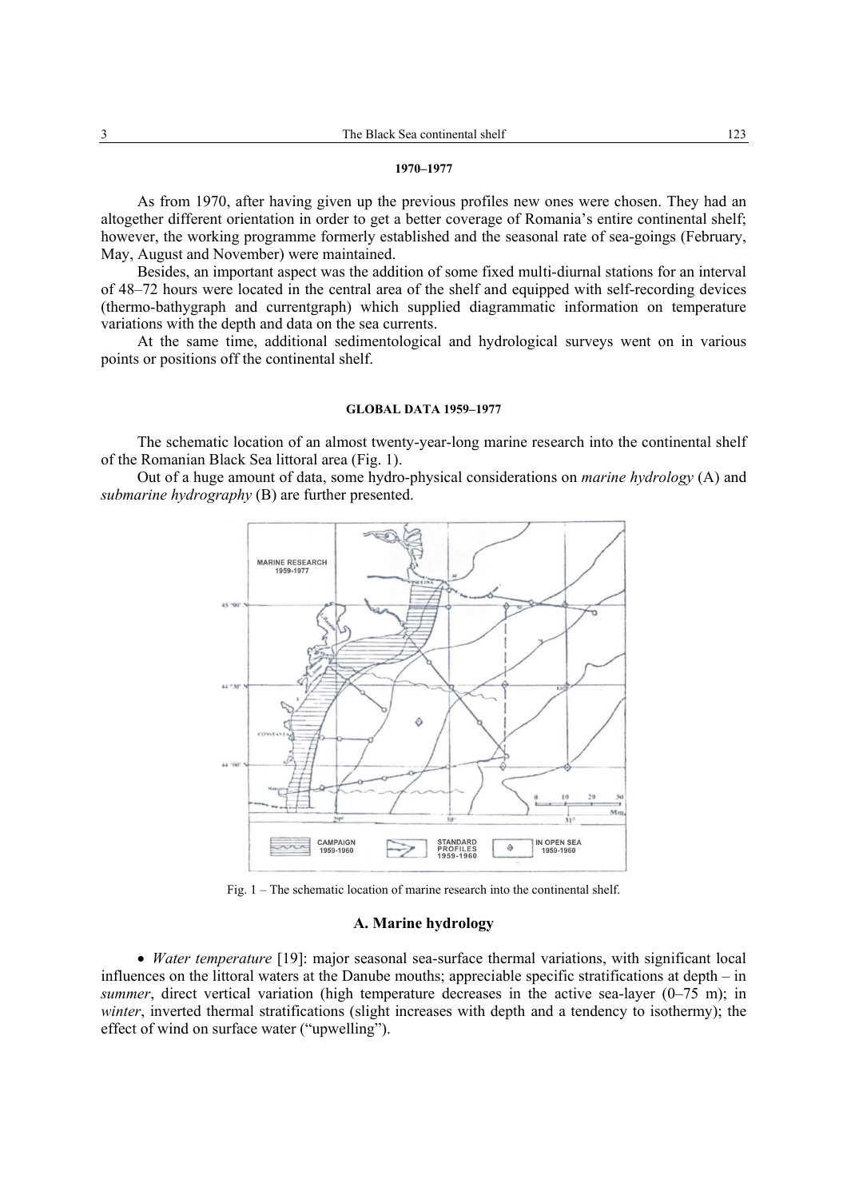**1970–1977**

As from 1970, after having given up the previous profiles new ones were chosen. They had an altogether different orientation in order to get a better coverage of Romania's entire continental shelf; however, the working programme formerly established and the seasonal rate of sea-goings (February, May, August and November) were maintained.

Besides, an important aspect was the addition of some fixed multi-diurnal stations for an interval of 48–72 hours were located in the central area of the shelf and equipped with self-recording devices (thermo-bathygraph and currentgraph) which supplied diagrammatic information on temperature variations with the depth and data on the sea currents.

At the same time, additional sedimentological and hydrological surveys went on in various points or positions off the continental shelf.

**GLOBAL DATA 1959–1977**

The schematic location of an almost twenty-year-long marine research into the continental shelf of the Romanian Black Sea littoral area (Fig. 1).

Out of a huge amount of data, some hydro-physical considerations on *marine hydrology* (A) and *submarine hydrography* (B) are further presented.

Fig. 1 – The schematic location of marine research into the continental shelf.

## A. Marine hydrology

- *Water temperature* [19]: major seasonal sea-surface thermal variations, with significant local influences on the littoral waters at the Danube mouths; appreciable specific stratifications at depth – in *summer*, direct vertical variation (high temperature decreases in the active sea-layer (0–75 m); in *winter*, inverted thermal stratifications (slight increases with depth and a tendency to isothermy); the effect of wind on surface water ("upwelling").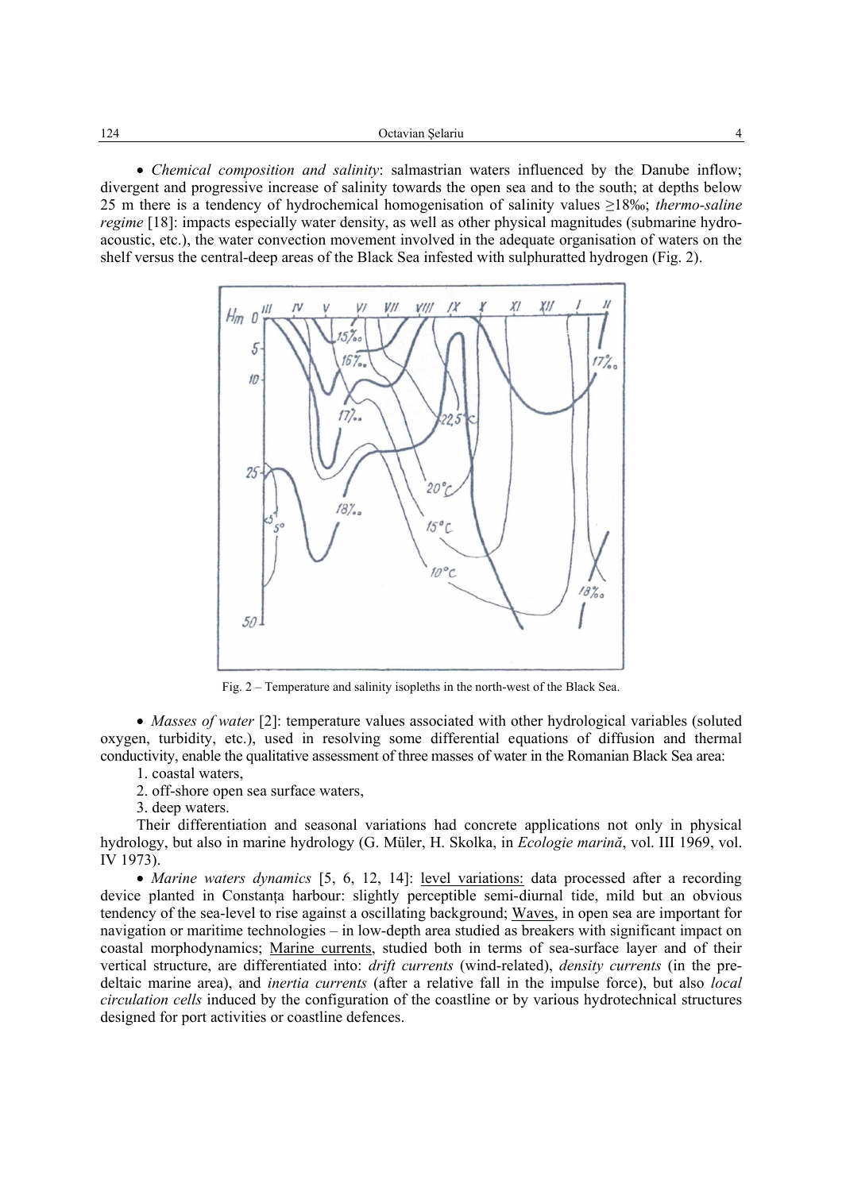• *Chemical composition and salinity*: salmastrian waters influenced by the Danube inflow; divergent and progressive increase of salinity towards the open sea and to the south; at depths below 25 m there is a tendency of hydrochemical homogenisation of salinity values ≥18‰; *thermo-saline regime* [18]: impacts especially water density, as well as other physical magnitudes (submarine hydro-acoustic, etc.), the water convection movement involved in the adequate organisation of waters on the shelf versus the central-deep areas of the Black Sea infested with sulphuratted hydrogen (Fig. 2).

Fig. 2 – Temperature and salinity isopleths in the north-west of the Black Sea.

• *Masses of water* [2]: temperature values associated with other hydrological variables (soluted oxygen, turbidity, etc.), used in resolving some differential equations of diffusion and thermal conductivity, enable the qualitative assessment of three masses of water in the Romanian Black Sea area:

1. coastal waters,
2. off-shore open sea surface waters,
3. deep waters.

Their differentiation and seasonal variations had concrete applications not only in physical hydrology, but also in marine hydrology (G. Müler, H. Skolka, in *Ecologie marină*, vol. III 1969, vol. IV 1973).

• *Marine waters dynamics* [5, 6, 12, 14]: level variations: data processed after a recording device planted in Constanța harbour: slightly perceptible semi-diurnal tide, mild but an obvious tendency of the sea-level to rise against a oscillating background; Waves, in open sea are important for navigation or maritime technologies – in low-depth area studied as breakers with significant impact on coastal morphodynamics; Marine currents, studied both in terms of sea-surface layer and of their vertical structure, are differentiated into: *drift currents* (wind-related), *density currents* (in the pre-deltaic marine area), and *inertia currents* (after a relative fall in the impulse force), but also *local circulation cells* induced by the configuration of the coastline or by various hydrotechnical structures designed for port activities or coastline defences.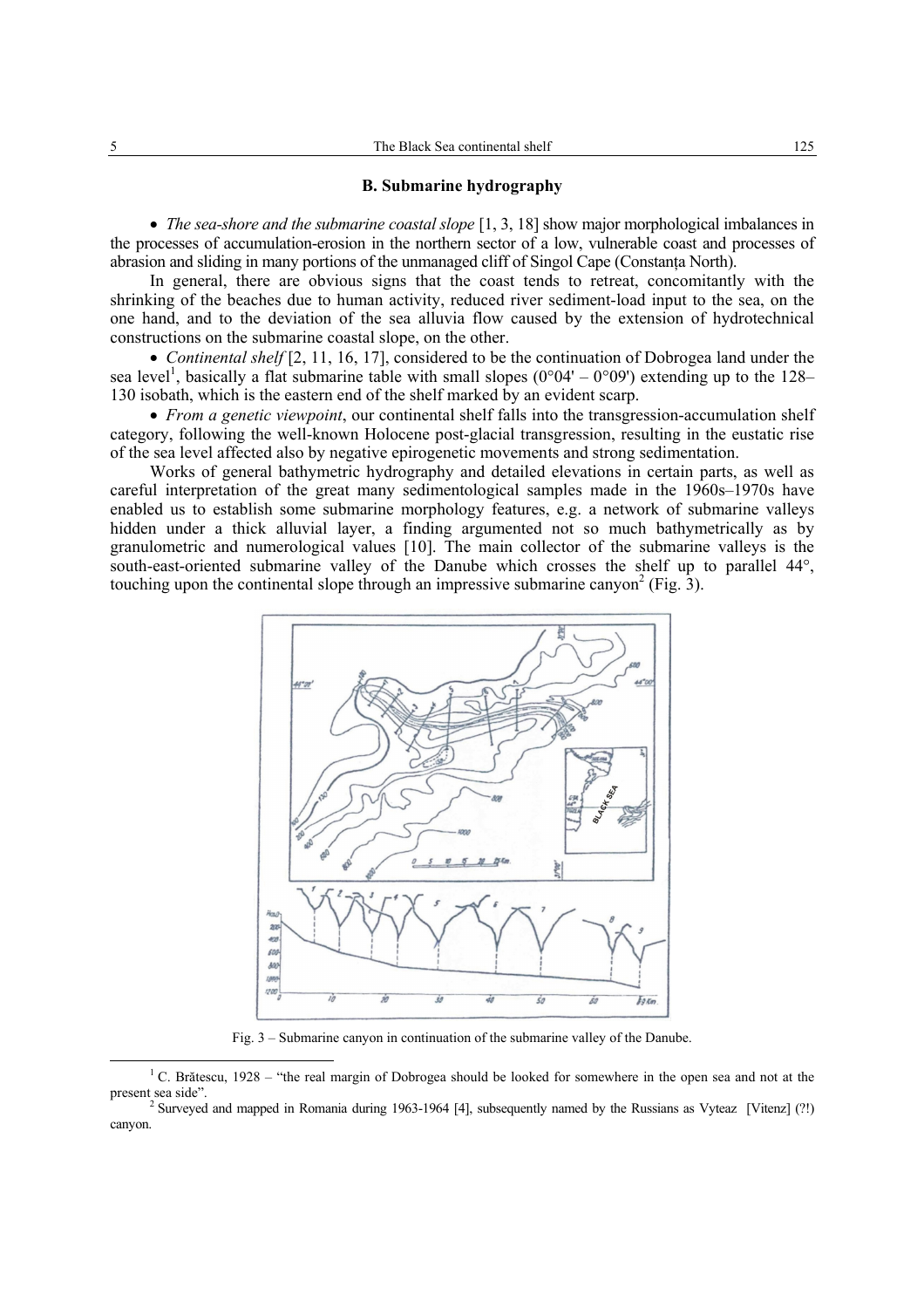## B. Submarine hydrography

- *The sea-shore and the submarine coastal slope* [1, 3, 18] show major morphological imbalances in the processes of accumulation-erosion in the northern sector of a low, vulnerable coast and processes of abrasion and sliding in many portions of the unmanaged cliff of Singol Cape (Constanța North).

In general, there are obvious signs that the coast tends to retreat, concomitantly with the shrinking of the beaches due to human activity, reduced river sediment-load input to the sea, on the one hand, and to the deviation of the sea alluvia flow caused by the extension of hydrotechnical constructions on the submarine coastal slope, on the other.

- *Continental shelf* [2, 11, 16, 17], considered to be the continuation of Dobrogea land under the sea level[1], basically a flat submarine table with small slopes (0°04' – 0°09') extending up to the 128–130 isobath, which is the eastern end of the shelf marked by an evident scarp.

- *From a genetic viewpoint*, our continental shelf falls into the transgression-accumulation shelf category, following the well-known Holocene post-glacial transgression, resulting in the eustatic rise of the sea level affected also by negative epirogenetic movements and strong sedimentation.

Works of general bathymetric hydrography and detailed elevations in certain parts, as well as careful interpretation of the great many sedimentological samples made in the 1960s–1970s have enabled us to establish some submarine morphology features, e.g. a network of submarine valleys hidden under a thick alluvial layer, a finding argumented not so much bathymetrically as by granulometric and numerological values [10]. The main collector of the submarine valleys is the south-east-oriented submarine valley of the Danube which crosses the shelf up to parallel 44°, touching upon the continental slope through an impressive submarine canyon[2] (Fig. 3).

Fig. 3 – Submarine canyon in continuation of the submarine valley of the Danube.

---

[1] C. Brătescu, 1928 – "the real margin of Dobrogea should be looked for somewhere in the open sea and not at the present sea side".

[2] Surveyed and mapped in Romania during 1963-1964 [4], subsequently named by the Russians as Vyteaz [Vitenz] (?!) canyon.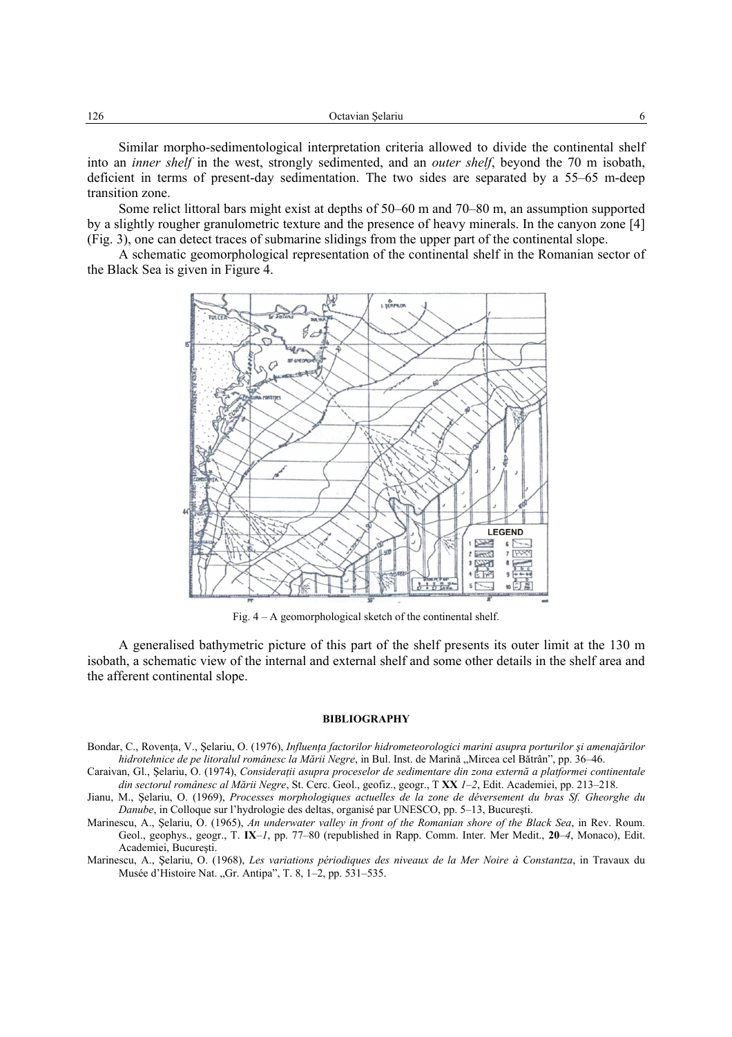Similar morpho-sedimentological interpretation criteria allowed to divide the continental shelf into an *inner shelf* in the west, strongly sedimented, and an *outer shelf*, beyond the 70 m isobath, deficient in terms of present-day sedimentation. The two sides are separated by a 55–65 m-deep transition zone.

Some relict littoral bars might exist at depths of 50–60 m and 70–80 m, an assumption supported by a slightly rougher granulometric texture and the presence of heavy minerals. In the canyon zone [4] (Fig. 3), one can detect traces of submarine slidings from the upper part of the continental slope.

A schematic geomorphological representation of the continental shelf in the Romanian sector of the Black Sea is given in Figure 4.

Fig. 4 – A geomorphological sketch of the continental shelf.

A generalised bathymetric picture of this part of the shelf presents its outer limit at the 130 m isobath, a schematic view of the internal and external shelf and some other details in the shelf area and the afferent continental slope.

#### BIBLIOGRAPHY

Bondar, C., Rovenţa, V., Şelariu, O. (1976), *Influenţa factorilor hidrometeorologici marini asupra porturilor şi amenajărilor hidrotehnice de pe litoralul românesc la Mării Negre*, in Bul. Inst. de Marină „Mircea cel Bătrân", pp. 36–46.

Caraivan, Gl., Şelariu, O. (1974), *Consideraţii asupra proceselor de sedimentare din zona externă a platformei continentale din sectorul românesc al Mării Negre*, St. Cerc. Geol., geofiz., geogr., T **XX** *1–2*, Edit. Academiei, pp. 213–218.

Jianu, M., Şelariu, O. (1969), *Processes morphologiques actuelles de la zone de déversement du bras Sf. Gheorghe du Danube*, in Colloque sur l'hydrologie des deltas, organisé par UNESCO, pp. 5–13, Bucureşti.

Marinescu, A., Şelariu, O. (1965), *An underwater valley in front of the Romanian shore of the Black Sea*, in Rev. Roum. Geol., geophys., geogr., T. **IX**–*1*, pp. 77–80 (republished in Rapp. Comm. Inter. Mer Medit., **20**–*4*, Monaco), Edit. Academiei, Bucureşti.

Marinescu, A., Şelariu, O. (1968), *Les variations périodiques des niveaux de la Mer Noire à Constantza*, in Travaux du Musée d'Histoire Nat. „Gr. Antipa", T. 8, 1–2, pp. 531–535.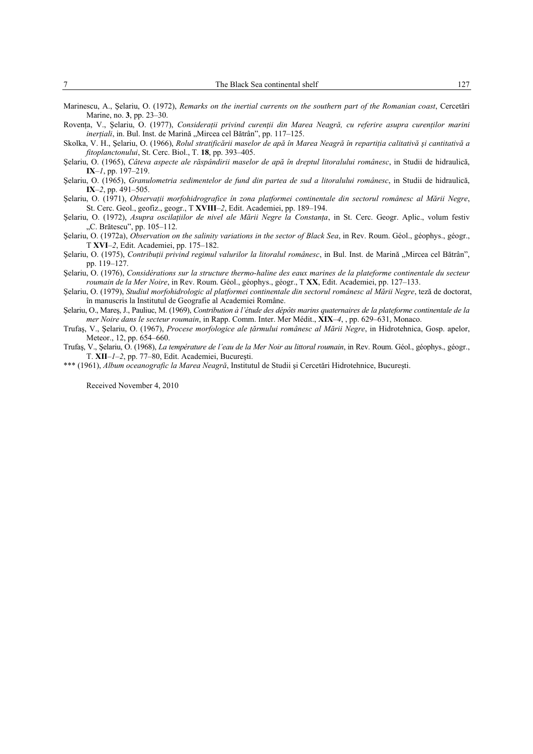Marinescu, A., Şelariu, O. (1972), *Remarks on the inertial currents on the southern part of the Romanian coast*, Cercetări Marine, no. **3**, pp. 23–30.

Rovenţa, V., Şelariu, O. (1977), *Consideraţii privind curenţii din Marea Neagră, cu referire asupra curenţilor marini inerţiali*, in. Bul. Inst. de Marină „Mircea cel Bătrân", pp. 117–125.

Skolka, V. H., Şelariu, O. (1966), *Rolul stratificării maselor de apă în Marea Neagră în repartiţia calitativă şi cantitativă a fitoplanctonului*, St. Cerc. Biol., T. **18**, pp. 393–405.

Şelariu, O. (1965), *Câteva aspecte ale răspândirii maselor de apă în dreptul litoralului românesc*, in Studii de hidraulică, **IX**–*1*, pp. 197–219.

Şelariu, O. (1965), *Granulometria sedimentelor de fund din partea de sud a litoralului românesc*, in Studii de hidraulică, **IX**–*2*, pp. 491–505.

Şelariu, O. (1971), *Observaţii morfohidrografice în zona platformei continentale din sectorul românesc al Mării Negre*, St. Cerc. Geol., geofiz., geogr., T **XVIII**–*2*, Edit. Academiei, pp. 189–194.

Şelariu, O. (1972), *Asupra oscilaţiilor de nivel ale Mării Negre la Constanţa*, in St. Cerc. Geogr. Aplic., volum festiv „C. Brătescu", pp. 105–112.

Şelariu, O. (1972a), *Observation on the salinity variations in the sector of Black Sea*, in Rev. Roum. Géol., géophys., géogr., T **XVI**–*2*, Edit. Academiei, pp. 175–182.

Şelariu, O. (1975), *Contribuţii privind regimul valurilor la litoralul românesc*, in Bul. Inst. de Marină „Mircea cel Bătrân", pp. 119–127.

Şelariu, O. (1976), *Considérations sur la structure thermo-haline des eaux marines de la plateforme continentale du secteur roumain de la Mer Noire*, in Rev. Roum. Géol., géophys., géogr., T **XX**, Edit. Academiei, pp. 127–133.

Şelariu, O. (1979), *Studiul morfohidrologic al platformei continentale din sectorul românesc al Mării Negre*, teză de doctorat, în manuscris la Institutul de Geografie al Academiei Române.

Şelariu, O., Mareş, J., Pauliuc, M. (1969), *Contribution à l'étude des dépôts marins quaternaires de la plateforme continentale de la mer Noire dans le secteur roumain*, in Rapp. Comm. Inter. Mer Médit., **XIX**–*4*, , pp. 629–631, Monaco.

Trufaş, V., Şelariu, O. (1967), *Procese morfologice ale ţărmului românesc al Mării Negre*, in Hidrotehnica, Gosp. apelor, Meteor., 12, pp. 654–660.

Trufaş, V., Şelariu, O. (1968), *La température de l'eau de la Mer Noir au littoral roumain*, in Rev. Roum. Géol., géophys., géogr., T. **XII**–*1–2*, pp. 77–80, Edit. Academiei, Bucureşti.

\*\*\* (1961), *Album oceanografic la Marea Neagră*, Institutul de Studii şi Cercetări Hidrotehnice, Bucureşti.

Received November 4, 2010